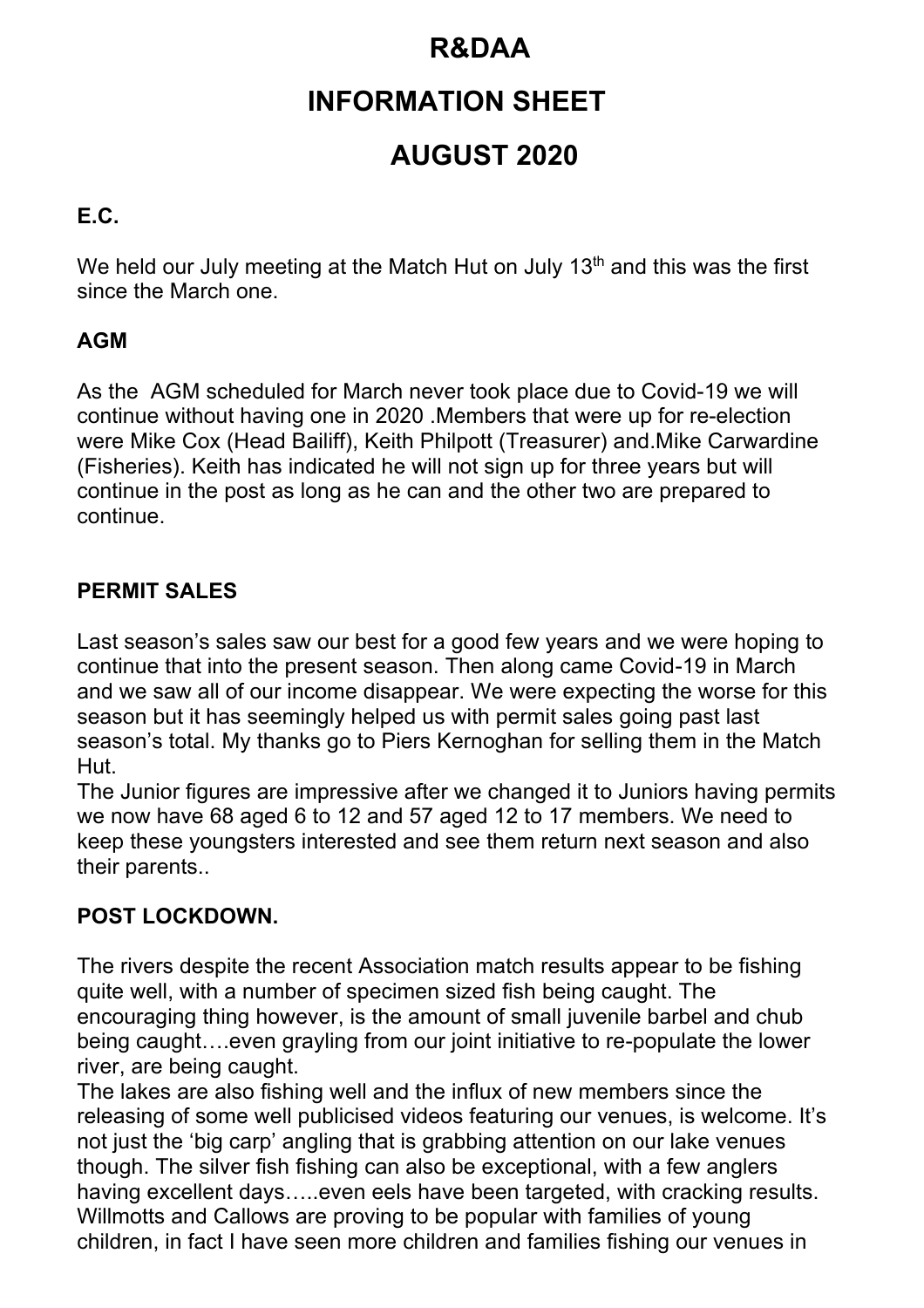# R&DAA

# INFORMATION SHEET

# AUGUST 2020

## E.C.

We held our July meeting at the Match Hut on July 13th and this was the first since the March one.

## AGM

As the  AGM scheduled for March never took place due to Covid-19 we will continue without having one in 2020 .Members that were up for re-election were Mike Cox (Head Bailiff), Keith Philpott (Treasurer) and.Mike Carwardine (Fisheries). Keith has indicated he will not sign up for three years but will continue in the post as long as he can and the other two are prepared to continue.

## PERMIT SALES

Last season's sales saw our best for a good few years and we were hoping to continue that into the present season. Then along came Covid-19 in March and we saw all of our income disappear. We were expecting the worse for this season but it has seemingly helped us with permit sales going past last season's total. My thanks go to Piers Kernoghan for selling them in the Match Hut.

The Junior figures are impressive after we changed it to Juniors having permits we now have 68 aged 6 to 12 and 57 aged 12 to 17 members. We need to keep these youngsters interested and see them return next season and also their parents..

## POST LOCKDOWN.

The rivers despite the recent Association match results appear to be fishing quite well, with a number of specimen sized fish being caught. The encouraging thing however, is the amount of small juvenile barbel and chub being caught….even grayling from our joint initiative to re-populate the lower river, are being caught.

The lakes are also fishing well and the influx of new members since the releasing of some well publicised videos featuring our venues, is welcome. It's not just the 'big carp' angling that is grabbing attention on our lake venues though. The silver fish fishing can also be exceptional, with a few anglers having excellent days…..even eels have been targeted, with cracking results. Willmotts and Callows are proving to be popular with families of young children, in fact I have seen more children and families fishing our venues in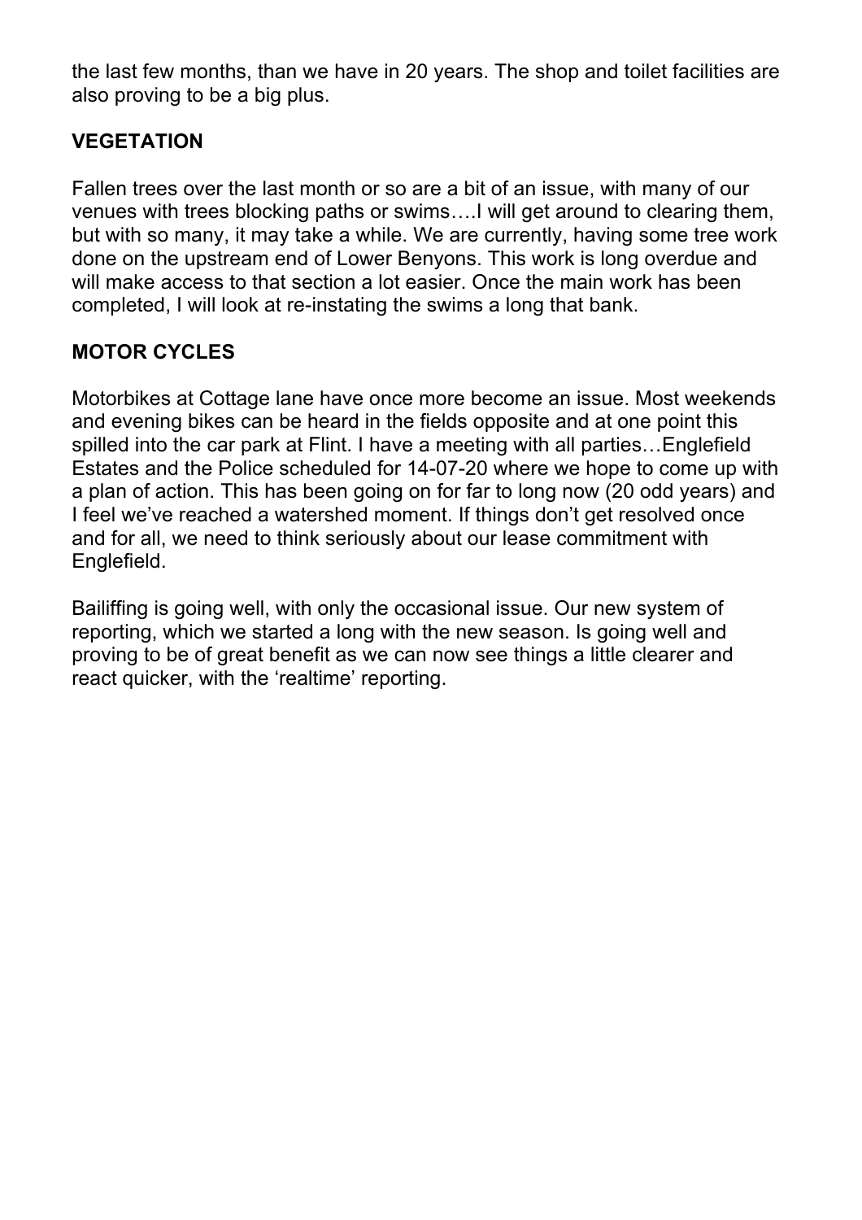the last few months, than we have in 20 years. The shop and toilet facilities are also proving to be a big plus.

## VEGETATION

Fallen trees over the last month or so are a bit of an issue, with many of our venues with trees blocking paths or swims….I will get around to clearing them, but with so many, it may take a while. We are currently, having some tree work done on the upstream end of Lower Benyons. This work is long overdue and will make access to that section a lot easier. Once the main work has been completed, I will look at re-instating the swims a long that bank.

## MOTOR CYCLES

Motorbikes at Cottage lane have once more become an issue. Most weekends and evening bikes can be heard in the fields opposite and at one point this spilled into the car park at Flint. I have a meeting with all parties…Englefield Estates and the Police scheduled for 14-07-20 where we hope to come up with a plan of action. This has been going on for far to long now (20 odd years) and I feel we've reached a watershed moment. If things don't get resolved once and for all, we need to think seriously about our lease commitment with Englefield.

Bailiffing is going well, with only the occasional issue. Our new system of reporting, which we started a long with the new season. Is going well and proving to be of great benefit as we can now see things a little clearer and react quicker, with the 'realtime' reporting.